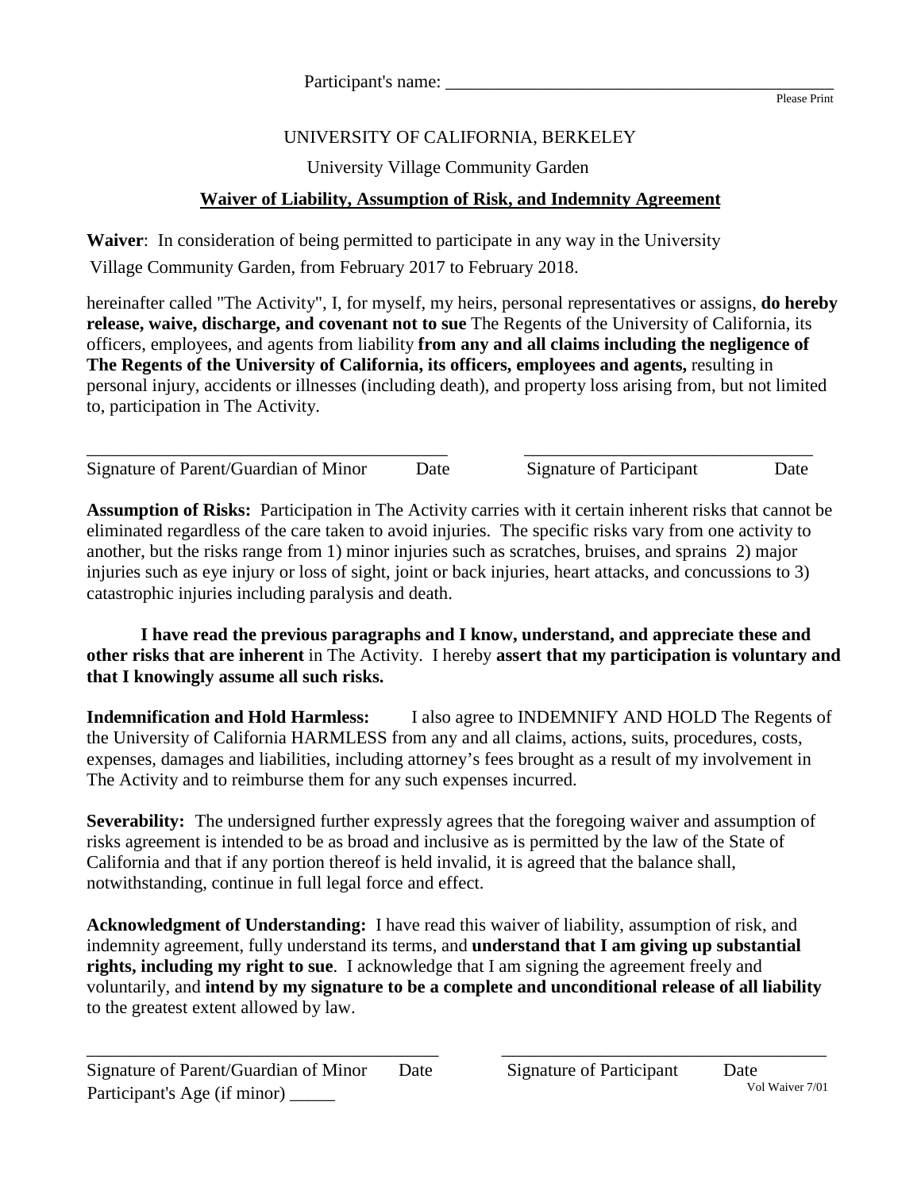Participant's name: ___________________________________________
Please Print

UNIVERSITY OF CALIFORNIA, BERKELEY

University Village Community Garden

## Waiver of Liability, Assumption of Risk, and Indemnity Agreement

**Waiver**: In consideration of being permitted to participate in any way in the University Village Community Garden, from February 2017 to February 2018.

hereinafter called "The Activity", I, for myself, my heirs, personal representatives or assigns, **do hereby release, waive, discharge, and covenant not to sue** The Regents of the University of California, its officers, employees, and agents from liability **from any and all claims including the negligence of The Regents of the University of California, its officers, employees and agents,** resulting in personal injury, accidents or illnesses (including death), and property loss arising from, but not limited to, participation in The Activity.

_________________________________________ _________________________________

Signature of Parent/Guardian of Minor Date Signature of Participant Date

**Assumption of Risks:** Participation in The Activity carries with it certain inherent risks that cannot be eliminated regardless of the care taken to avoid injuries. The specific risks vary from one activity to another, but the risks range from 1) minor injuries such as scratches, bruises, and sprains 2) major injuries such as eye injury or loss of sight, joint or back injuries, heart attacks, and concussions to 3) catastrophic injuries including paralysis and death.

**I have read the previous paragraphs and I know, understand, and appreciate these and other risks that are inherent** in The Activity. I hereby **assert that my participation is voluntary and that I knowingly assume all such risks.**

**Indemnification and Hold Harmless:** I also agree to INDEMNIFY AND HOLD The Regents of the University of California HARMLESS from any and all claims, actions, suits, procedures, costs, expenses, damages and liabilities, including attorney's fees brought as a result of my involvement in The Activity and to reimburse them for any such expenses incurred.

**Severability:** The undersigned further expressly agrees that the foregoing waiver and assumption of risks agreement is intended to be as broad and inclusive as is permitted by the law of the State of California and that if any portion thereof is held invalid, it is agreed that the balance shall, notwithstanding, continue in full legal force and effect.

**Acknowledgment of Understanding:** I have read this waiver of liability, assumption of risk, and indemnity agreement, fully understand its terms, and **understand that I am giving up substantial rights, including my right to sue**. I acknowledge that I am signing the agreement freely and voluntarily, and **intend by my signature to be a complete and unconditional release of all liability** to the greatest extent allowed by law.

_________________________________________ _____________________________________

Signature of Parent/Guardian of Minor Date Signature of Participant Date

Participant's Age (if minor) _____

Vol Waiver 7/01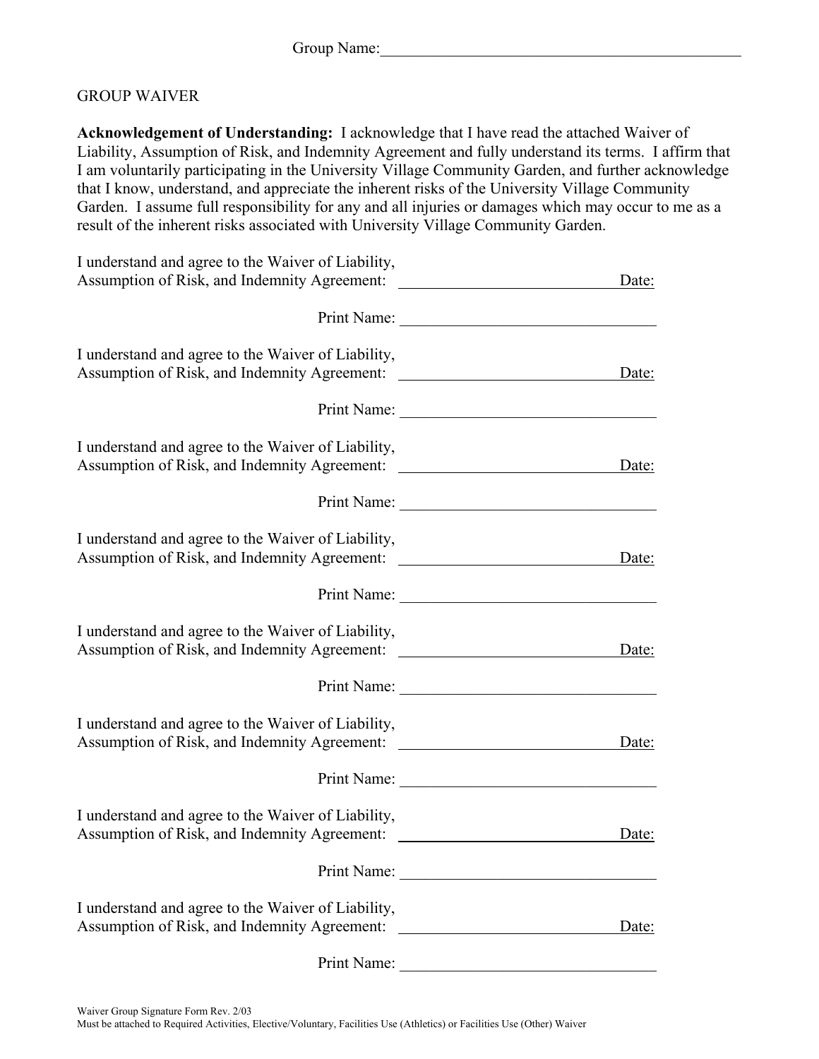Group Name: ______________________________________________

GROUP WAIVER

**Acknowledgement of Understanding:** I acknowledge that I have read the attached Waiver of Liability, Assumption of Risk, and Indemnity Agreement and fully understand its terms. I affirm that I am voluntarily participating in the University Village Community Garden, and further acknowledge that I know, understand, and appreciate the inherent risks of the University Village Community Garden. I assume full responsibility for any and all injuries or damages which may occur to me as a result of the inherent risks associated with University Village Community Garden.

I understand and agree to the Waiver of Liability, Assumption of Risk, and Indemnity Agreement: ____________________________ Date:

Print Name: ________________________________

I understand and agree to the Waiver of Liability, Assumption of Risk, and Indemnity Agreement: ____________________________ Date:

Print Name: ________________________________

I understand and agree to the Waiver of Liability, Assumption of Risk, and Indemnity Agreement: ____________________________ Date:

Print Name: ________________________________

I understand and agree to the Waiver of Liability, Assumption of Risk, and Indemnity Agreement: ____________________________ Date:

Print Name: ________________________________

I understand and agree to the Waiver of Liability, Assumption of Risk, and Indemnity Agreement: ____________________________ Date:

Print Name: ________________________________

I understand and agree to the Waiver of Liability, Assumption of Risk, and Indemnity Agreement: ____________________________ Date:

Print Name: ________________________________

I understand and agree to the Waiver of Liability, Assumption of Risk, and Indemnity Agreement: ____________________________ Date:

Print Name: ________________________________

I understand and agree to the Waiver of Liability, Assumption of Risk, and Indemnity Agreement: ____________________________ Date:

Print Name: ________________________________

Waiver Group Signature Form Rev. 2/03
Must be attached to Required Activities, Elective/Voluntary, Facilities Use (Athletics) or Facilities Use (Other) Waiver